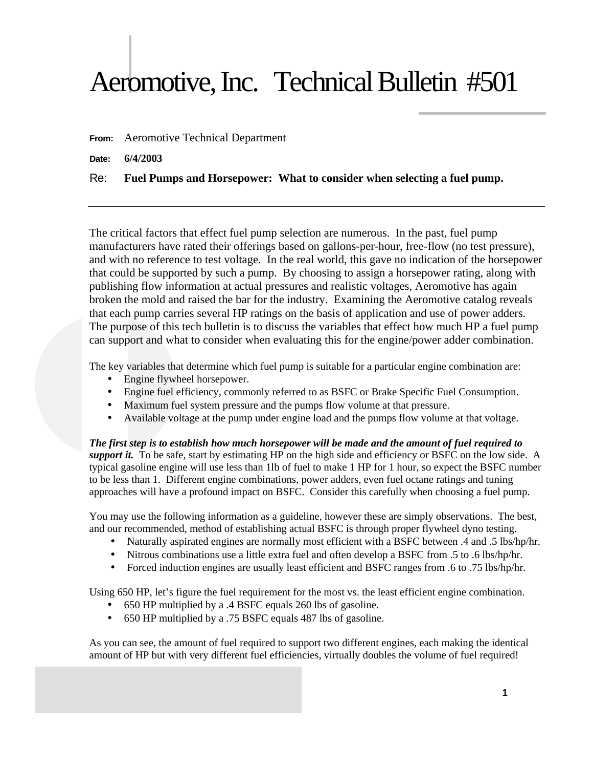# Aeromotive, Inc. Technical Bulletin #501

**From:** Aeromotive Technical Department

**Date:** **6/4/2003**

**Re:** **Fuel Pumps and Horsepower: What to consider when selecting a fuel pump.**

---

The critical factors that effect fuel pump selection are numerous. In the past, fuel pump manufacturers have rated their offerings based on gallons-per-hour, free-flow (no test pressure), and with no reference to test voltage. In the real world, this gave no indication of the horsepower that could be supported by such a pump. By choosing to assign a horsepower rating, along with publishing flow information at actual pressures and realistic voltages, Aeromotive has again broken the mold and raised the bar for the industry. Examining the Aeromotive catalog reveals that each pump carries several HP ratings on the basis of application and use of power adders. The purpose of this tech bulletin is to discuss the variables that effect how much HP a fuel pump can support and what to consider when evaluating this for the engine/power adder combination.

The key variables that determine which fuel pump is suitable for a particular engine combination are:

- Engine flywheel horsepower.
- Engine fuel efficiency, commonly referred to as BSFC or Brake Specific Fuel Consumption.
- Maximum fuel system pressure and the pumps flow volume at that pressure.
- Available voltage at the pump under engine load and the pumps flow volume at that voltage.

***The first step is to establish how much horsepower will be made and the amount of fuel required to support it.*** To be safe, start by estimating HP on the high side and efficiency or BSFC on the low side. A typical gasoline engine will use less than 1lb of fuel to make 1 HP for 1 hour, so expect the BSFC number to be less than 1. Different engine combinations, power adders, even fuel octane ratings and tuning approaches will have a profound impact on BSFC. Consider this carefully when choosing a fuel pump.

You may use the following information as a guideline, however these are simply observations. The best, and our recommended, method of establishing actual BSFC is through proper flywheel dyno testing.

- Naturally aspirated engines are normally most efficient with a BSFC between .4 and .5 lbs/hp/hr.
- Nitrous combinations use a little extra fuel and often develop a BSFC from .5 to .6 lbs/hp/hr.
- Forced induction engines are usually least efficient and BSFC ranges from .6 to .75 lbs/hp/hr.

Using 650 HP, let's figure the fuel requirement for the most vs. the least efficient engine combination.

- 650 HP multiplied by a .4 BSFC equals 260 lbs of gasoline.
- 650 HP multiplied by a .75 BSFC equals 487 lbs of gasoline.

As you can see, the amount of fuel required to support two different engines, each making the identical amount of HP but with very different fuel efficiencies, virtually doubles the volume of fuel required!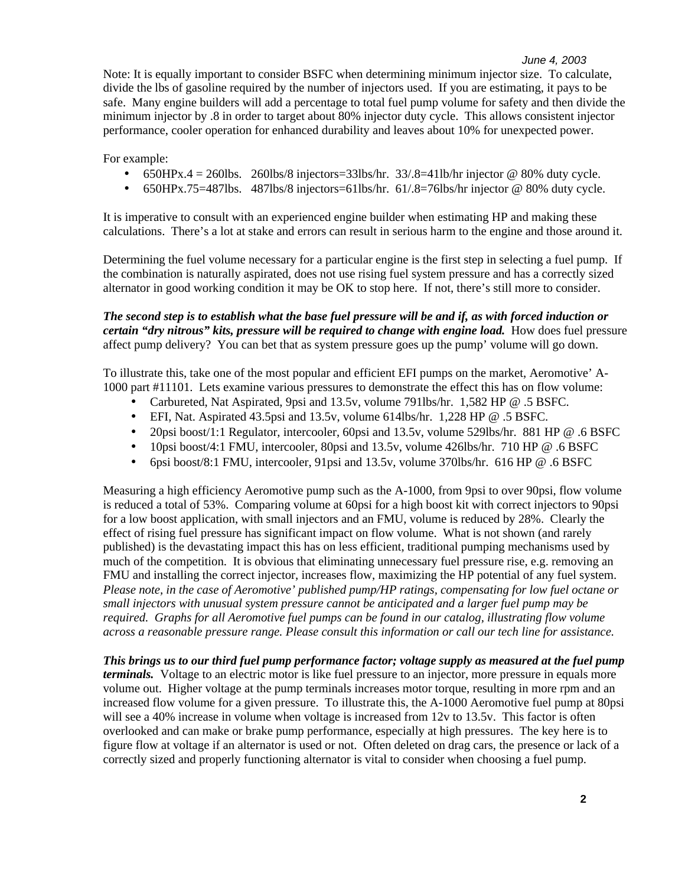June 4, 2003

Note: It is equally important to consider BSFC when determining minimum injector size. To calculate, divide the lbs of gasoline required by the number of injectors used. If you are estimating, it pays to be safe. Many engine builders will add a percentage to total fuel pump volume for safety and then divide the minimum injector by .8 in order to target about 80% injector duty cycle. This allows consistent injector performance, cooler operation for enhanced durability and leaves about 10% for unexpected power.

For example:

- 650HPx.4 = 260lbs. 260lbs/8 injectors=33lbs/hr. 33/.8=41lb/hr injector @ 80% duty cycle.
- 650HPx.75=487lbs. 487lbs/8 injectors=61lbs/hr. 61/.8=76lbs/hr injector @ 80% duty cycle.

It is imperative to consult with an experienced engine builder when estimating HP and making these calculations. There's a lot at stake and errors can result in serious harm to the engine and those around it.

Determining the fuel volume necessary for a particular engine is the first step in selecting a fuel pump. If the combination is naturally aspirated, does not use rising fuel system pressure and has a correctly sized alternator in good working condition it may be OK to stop here. If not, there's still more to consider.

***The second step is to establish what the base fuel pressure will be and if, as with forced induction or certain "dry nitrous" kits, pressure will be required to change with engine load.*** How does fuel pressure affect pump delivery? You can bet that as system pressure goes up the pump' volume will go down.

To illustrate this, take one of the most popular and efficient EFI pumps on the market, Aeromotive' A-1000 part #11101. Lets examine various pressures to demonstrate the effect this has on flow volume:

- Carbureted, Nat Aspirated, 9psi and 13.5v, volume 791lbs/hr. 1,582 HP @ .5 BSFC.
- EFI, Nat. Aspirated 43.5psi and 13.5v, volume 614lbs/hr. 1,228 HP @ .5 BSFC.
- 20psi boost/1:1 Regulator, intercooler, 60psi and 13.5v, volume 529lbs/hr. 881 HP @ .6 BSFC
- 10psi boost/4:1 FMU, intercooler, 80psi and 13.5v, volume 426lbs/hr. 710 HP @ .6 BSFC
- 6psi boost/8:1 FMU, intercooler, 91psi and 13.5v, volume 370lbs/hr. 616 HP @ .6 BSFC

Measuring a high efficiency Aeromotive pump such as the A-1000, from 9psi to over 90psi, flow volume is reduced a total of 53%. Comparing volume at 60psi for a high boost kit with correct injectors to 90psi for a low boost application, with small injectors and an FMU, volume is reduced by 28%. Clearly the effect of rising fuel pressure has significant impact on flow volume. What is not shown (and rarely published) is the devastating impact this has on less efficient, traditional pumping mechanisms used by much of the competition. It is obvious that eliminating unnecessary fuel pressure rise, e.g. removing an FMU and installing the correct injector, increases flow, maximizing the HP potential of any fuel system. *Please note, in the case of Aeromotive' published pump/HP ratings, compensating for low fuel octane or small injectors with unusual system pressure cannot be anticipated and a larger fuel pump may be required. Graphs for all Aeromotive fuel pumps can be found in our catalog, illustrating flow volume across a reasonable pressure range. Please consult this information or call our tech line for assistance.*

***This brings us to our third fuel pump performance factor; voltage supply as measured at the fuel pump terminals.*** Voltage to an electric motor is like fuel pressure to an injector, more pressure in equals more volume out. Higher voltage at the pump terminals increases motor torque, resulting in more rpm and an increased flow volume for a given pressure. To illustrate this, the A-1000 Aeromotive fuel pump at 80psi will see a 40% increase in volume when voltage is increased from 12v to 13.5v. This factor is often overlooked and can make or brake pump performance, especially at high pressures. The key here is to figure flow at voltage if an alternator is used or not. Often deleted on drag cars, the presence or lack of a correctly sized and properly functioning alternator is vital to consider when choosing a fuel pump.